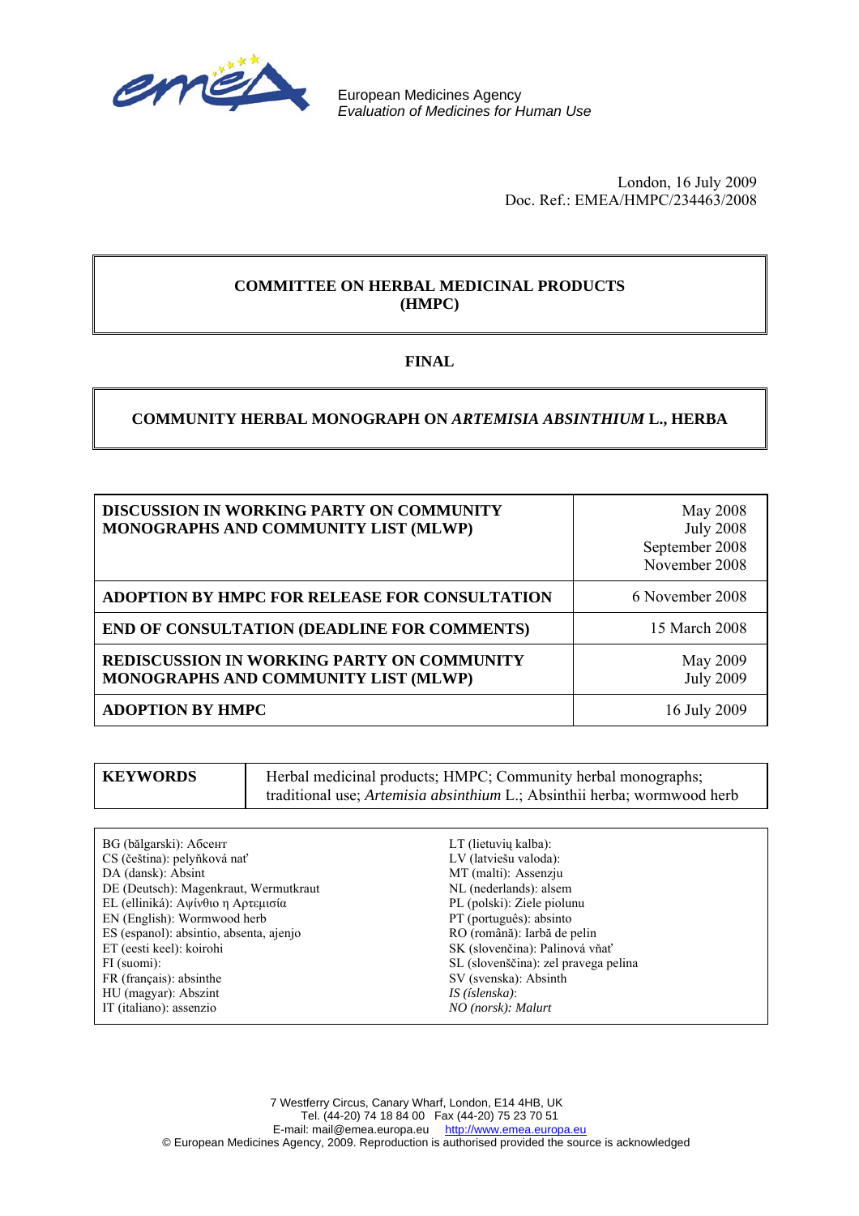European Medicines Agency
*Evaluation of Medicines for Human Use*

London, 16 July 2009
Doc. Ref.: EMEA/HMPC/234463/2008

**COMMITTEE ON HERBAL MEDICINAL PRODUCTS (HMPC)**

**FINAL**

# COMMUNITY HERBAL MONOGRAPH ON *ARTEMISIA ABSINTHIUM* L., HERBA

| | |
|---|---|
| **DISCUSSION IN WORKING PARTY ON COMMUNITY MONOGRAPHS AND COMMUNITY LIST (MLWP)** | May 2008<br>July 2008<br>September 2008<br>November 2008 |
| **ADOPTION BY HMPC FOR RELEASE FOR CONSULTATION** | 6 November 2008 |
| **END OF CONSULTATION (DEADLINE FOR COMMENTS)** | 15 March 2008 |
| **REDISCUSSION IN WORKING PARTY ON COMMUNITY MONOGRAPHS AND COMMUNITY LIST (MLWP)** | May 2009<br>July 2009 |
| **ADOPTION BY HMPC** | 16 July 2009 |

| | |
|---|---|
| **KEYWORDS** | Herbal medicinal products; HMPC; Community herbal monographs; traditional use; *Artemisia absinthium* L.; Absinthii herba; wormwood herb |

BG (bălgarski): Абсент
CS (čeština): pelyňková nať
DA (dansk): Absint
DE (Deutsch): Magenkraut, Wermutkraut
EL (elliniká): Αψίνθιο η Αρτεμισία
EN (English): Wormwood herb
ES (espanol): absintio, absenta, ajenjo
ET (eesti keel): koirohi
FI (suomi):
FR (français): absinthe
HU (magyar): Abszint
IT (italiano): assenzio
LT (lietuvių kalba):
LV (latviešu valoda):
MT (malti): Assenzju
NL (nederlands): alsem
PL (polski): Ziele piolunu
PT (português): absinto
RO (română): Iarbă de pelin
SK (slovenčina): Palinová vňať
SL (slovenščina): zel pravega pelina
SV (svenska): Absinth
*IS (íslenska)*:
*NO (norsk): Malurt*

7 Westferry Circus, Canary Wharf, London, E14 4HB, UK
Tel. (44-20) 74 18 84 00 Fax (44-20) 75 23 70 51
E-mail: mail@emea.europa.eu http://www.emea.europa.eu
© European Medicines Agency, 2009. Reproduction is authorised provided the source is acknowledged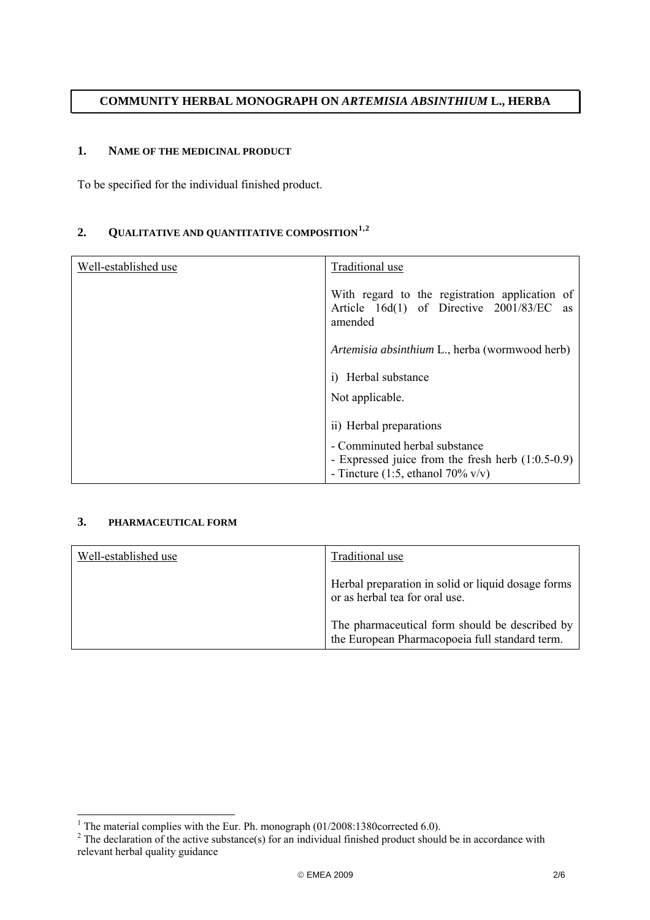# COMMUNITY HERBAL MONOGRAPH ON *ARTEMISIA ABSINTHIUM* L., HERBA

## 1. NAME OF THE MEDICINAL PRODUCT

To be specified for the individual finished product.

## 2. QUALITATIVE AND QUANTITATIVE COMPOSITION[1,2]

| Well-established use | Traditional use |
|---|---|
| | With regard to the registration application of Article 16d(1) of Directive 2001/83/EC as amended<br><br>*Artemisia absinthium* L., herba (wormwood herb)<br><br>i) Herbal substance<br><br>Not applicable.<br><br>ii) Herbal preparations<br><br>- Comminuted herbal substance<br>- Expressed juice from the fresh herb (1:0.5-0.9)<br>- Tincture (1:5, ethanol 70% v/v) |

## 3. PHARMACEUTICAL FORM

| Well-established use | Traditional use |
|---|---|
| | Herbal preparation in solid or liquid dosage forms or as herbal tea for oral use.<br><br>The pharmaceutical form should be described by the European Pharmacopoeia full standard term. |

[1] The material complies with the Eur. Ph. monograph (01/2008:1380corrected 6.0).

[2] The declaration of the active substance(s) for an individual finished product should be in accordance with relevant herbal quality guidance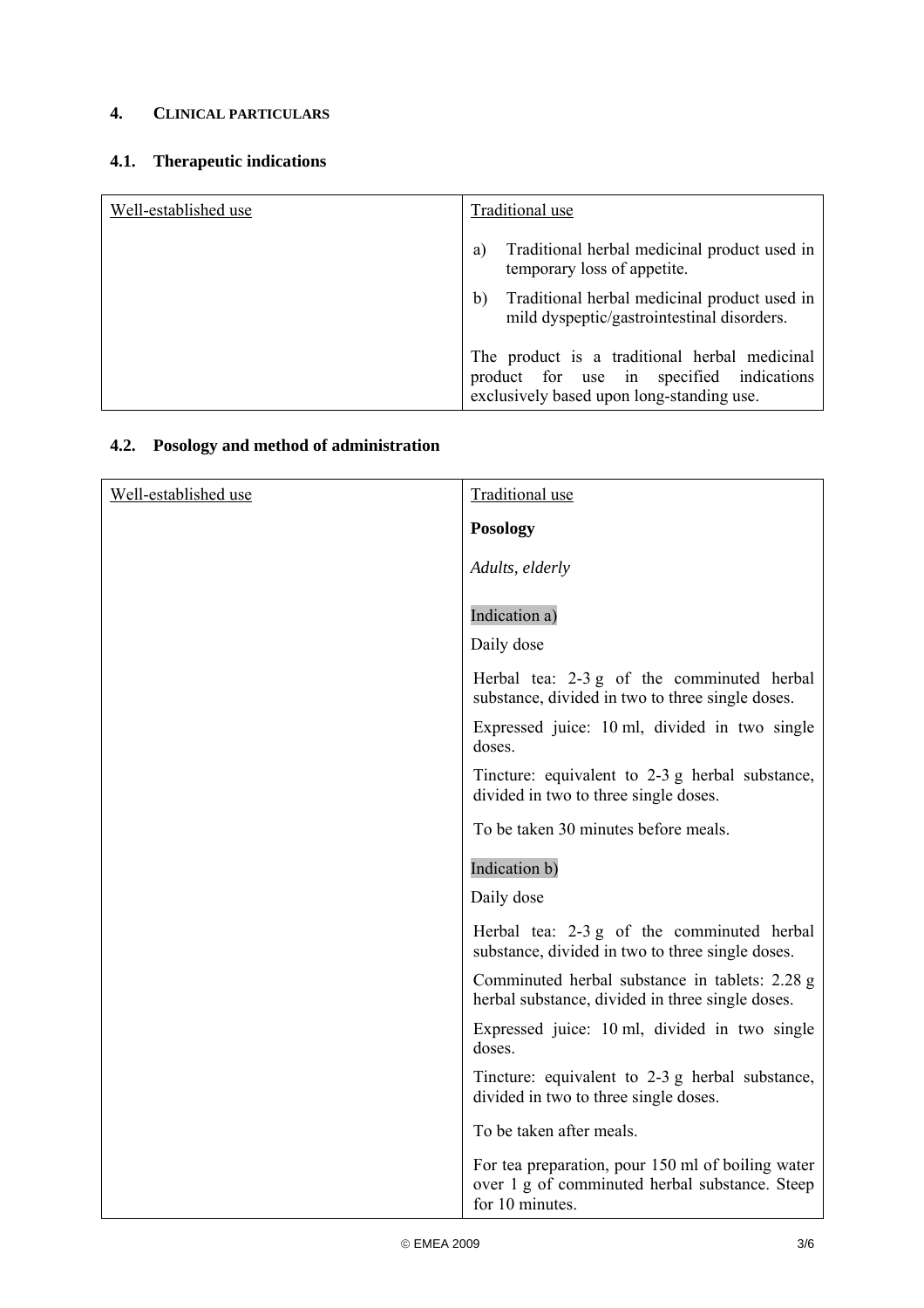## 4. CLINICAL PARTICULARS

### 4.1. Therapeutic indications

| Well-established use | Traditional use |
|---|---|
| | a) Traditional herbal medicinal product used in temporary loss of appetite.<br><br>b) Traditional herbal medicinal product used in mild dyspeptic/gastrointestinal disorders.<br><br>The product is a traditional herbal medicinal product for use in specified indications exclusively based upon long-standing use. |

### 4.2. Posology and method of administration

| Well-established use | Traditional use |
|---|---|
| | **Posology**<br><br>*Adults, elderly*<br><br>Indication a)<br><br>Daily dose<br><br>Herbal tea: 2-3 g of the comminuted herbal substance, divided in two to three single doses.<br><br>Expressed juice: 10 ml, divided in two single doses.<br><br>Tincture: equivalent to 2-3 g herbal substance, divided in two to three single doses.<br><br>To be taken 30 minutes before meals.<br><br>Indication b)<br><br>Daily dose<br><br>Herbal tea: 2-3 g of the comminuted herbal substance, divided in two to three single doses.<br><br>Comminuted herbal substance in tablets: 2.28 g herbal substance, divided in three single doses.<br><br>Expressed juice: 10 ml, divided in two single doses.<br><br>Tincture: equivalent to 2-3 g herbal substance, divided in two to three single doses.<br><br>To be taken after meals.<br><br>For tea preparation, pour 150 ml of boiling water over 1 g of comminuted herbal substance. Steep for 10 minutes. |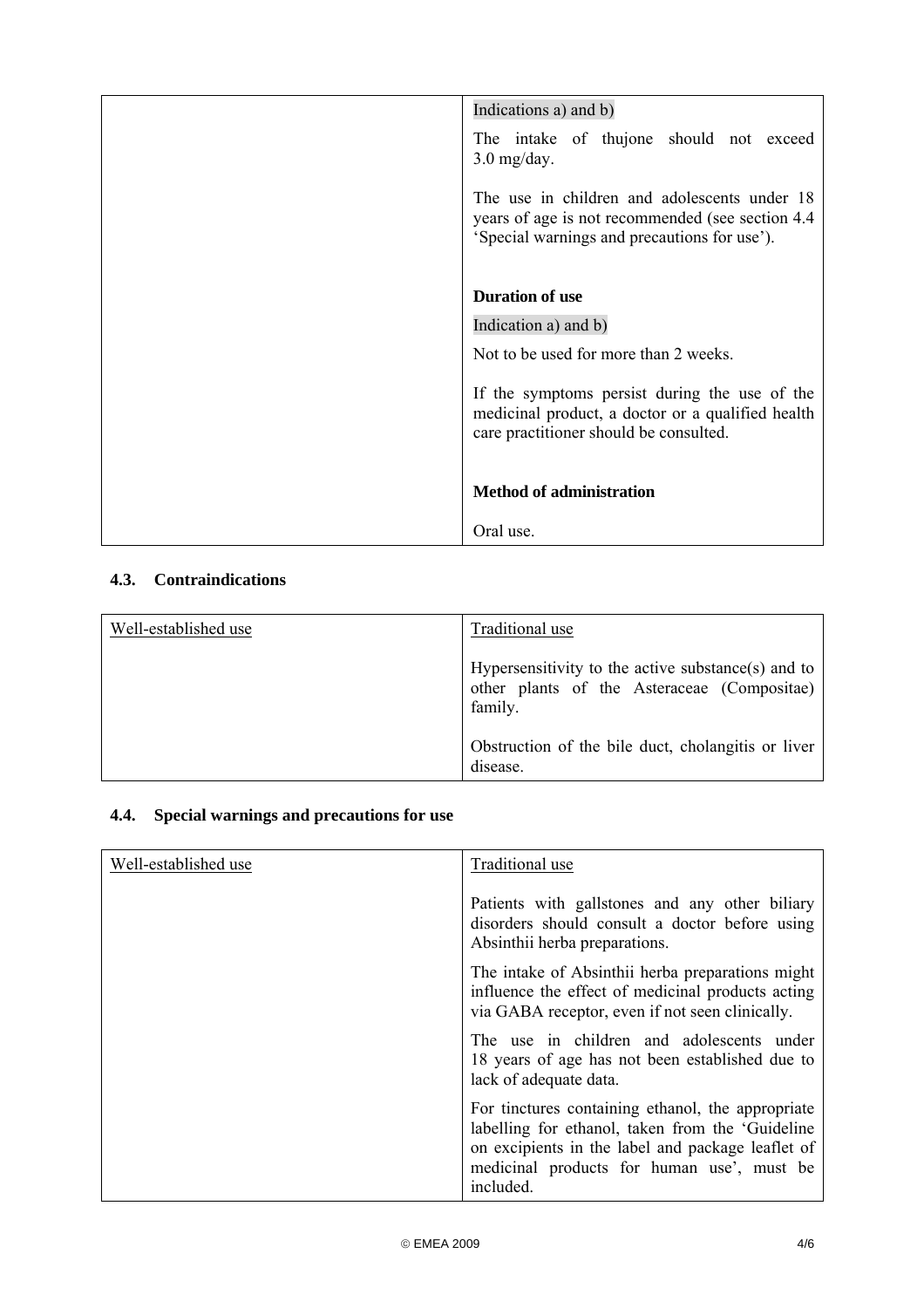| | Indications a) and b)<br><br>The intake of thujone should not exceed 3.0 mg/day.<br><br>The use in children and adolescents under 18 years of age is not recommended (see section 4.4 'Special warnings and precautions for use').<br><br>**Duration of use**<br><br>Indication a) and b)<br><br>Not to be used for more than 2 weeks.<br><br>If the symptoms persist during the use of the medicinal product, a doctor or a qualified health care practitioner should be consulted.<br><br>**Method of administration**<br><br>Oral use. |
|---|---|

### 4.3. Contraindications

| Well-established use | Traditional use |
|---|---|
| | Hypersensitivity to the active substance(s) and to other plants of the Asteraceae (Compositae) family.<br><br>Obstruction of the bile duct, cholangitis or liver disease. |

### 4.4. Special warnings and precautions for use

| Well-established use | Traditional use |
|---|---|
| | Patients with gallstones and any other biliary disorders should consult a doctor before using Absinthii herba preparations.<br><br>The intake of Absinthii herba preparations might influence the effect of medicinal products acting via GABA receptor, even if not seen clinically.<br><br>The use in children and adolescents under 18 years of age has not been established due to lack of adequate data.<br><br>For tinctures containing ethanol, the appropriate labelling for ethanol, taken from the 'Guideline on excipients in the label and package leaflet of medicinal products for human use', must be included. |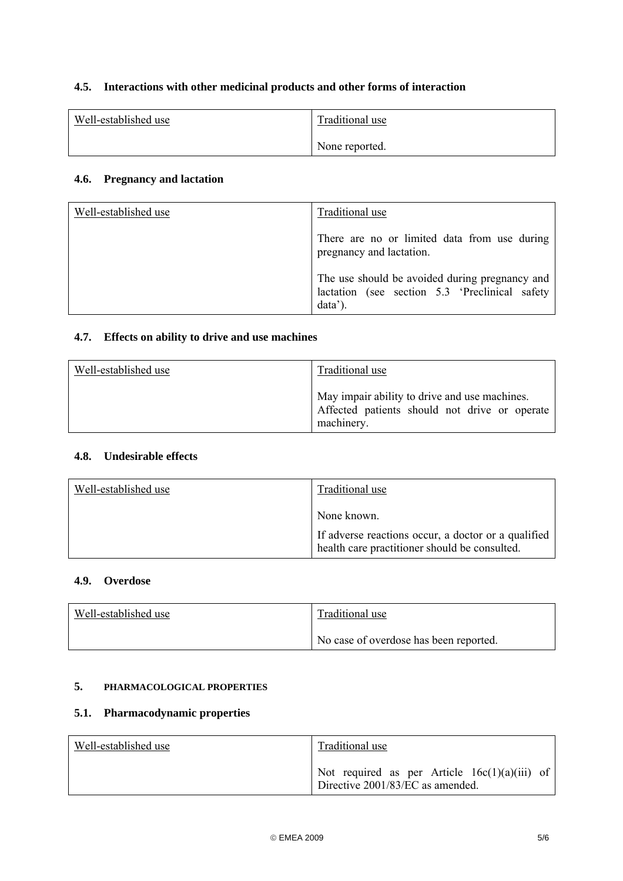### 4.5. Interactions with other medicinal products and other forms of interaction

| Well-established use | Traditional use |
|---|---|
| | None reported. |

### 4.6. Pregnancy and lactation

| Well-established use | Traditional use |
|---|---|
| | There are no or limited data from use during pregnancy and lactation.<br><br>The use should be avoided during pregnancy and lactation (see section 5.3 'Preclinical safety data'). |

### 4.7. Effects on ability to drive and use machines

| Well-established use | Traditional use |
|---|---|
| | May impair ability to drive and use machines. Affected patients should not drive or operate machinery. |

### 4.8. Undesirable effects

| Well-established use | Traditional use |
|---|---|
| | None known.<br><br>If adverse reactions occur, a doctor or a qualified health care practitioner should be consulted. |

### 4.9. Overdose

| Well-established use | Traditional use |
|---|---|
| | No case of overdose has been reported. |

## 5. PHARMACOLOGICAL PROPERTIES

### 5.1. Pharmacodynamic properties

| Well-established use | Traditional use |
|---|---|
| | Not required as per Article 16c(1)(a)(iii) of Directive 2001/83/EC as amended. |

© EMEA 2009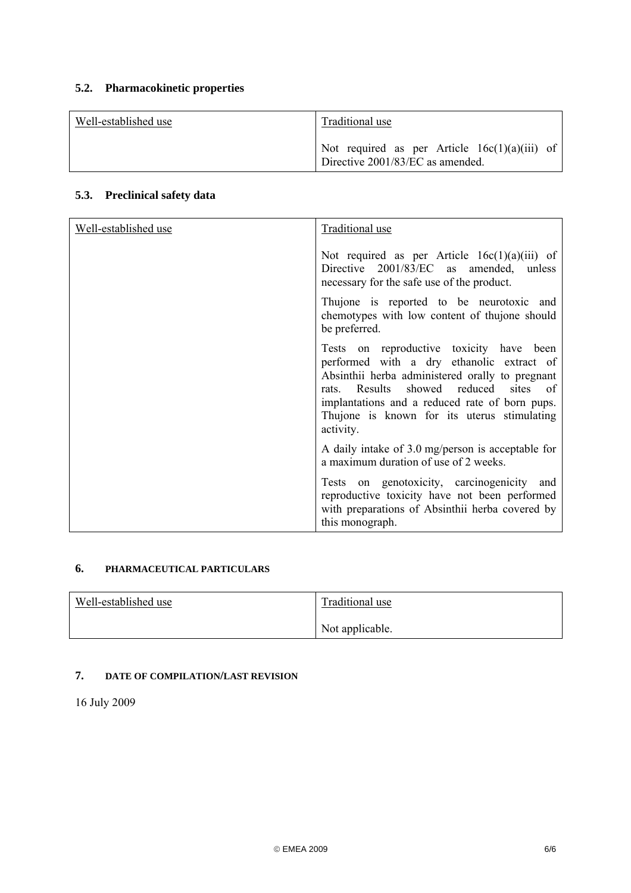### 5.2. Pharmacokinetic properties

| Well-established use | Traditional use |
|---|---|
| | Not required as per Article 16c(1)(a)(iii) of Directive 2001/83/EC as amended. |

### 5.3. Preclinical safety data

| Well-established use | Traditional use |
|---|---|
| | Not required as per Article 16c(1)(a)(iii) of Directive 2001/83/EC as amended, unless necessary for the safe use of the product.<br><br>Thujone is reported to be neurotoxic and chemotypes with low content of thujone should be preferred.<br><br>Tests on reproductive toxicity have been performed with a dry ethanolic extract of Absinthii herba administered orally to pregnant rats. Results showed reduced sites of implantations and a reduced rate of born pups. Thujone is known for its uterus stimulating activity.<br><br>A daily intake of 3.0 mg/person is acceptable for a maximum duration of use of 2 weeks.<br><br>Tests on genotoxicity, carcinogenicity and reproductive toxicity have not been performed with preparations of Absinthii herba covered by this monograph. |

## 6. PHARMACEUTICAL PARTICULARS

| Well-established use | Traditional use |
|---|---|
| | Not applicable. |

## 7. DATE OF COMPILATION/LAST REVISION

16 July 2009